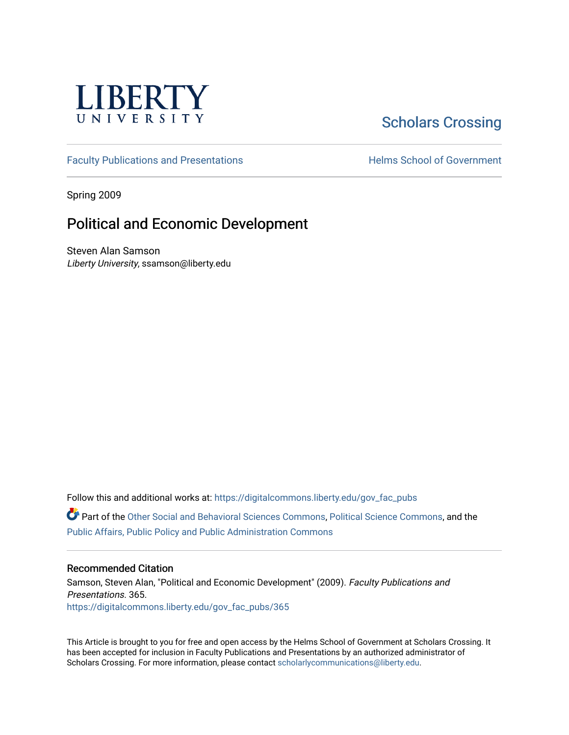LIBERTY UNIVERSITY

Scholars Crossing

Faculty Publications and Presentations

Helms School of Government

Spring 2009

# Political and Economic Development

Steven Alan Samson
*Liberty University*, ssamson@liberty.edu

Follow this and additional works at: https://digitalcommons.liberty.edu/gov_fac_pubs

Part of the Other Social and Behavioral Sciences Commons, Political Science Commons, and the Public Affairs, Public Policy and Public Administration Commons

## Recommended Citation

Samson, Steven Alan, "Political and Economic Development" (2009). *Faculty Publications and Presentations*. 365.
https://digitalcommons.liberty.edu/gov_fac_pubs/365

This Article is brought to you for free and open access by the Helms School of Government at Scholars Crossing. It has been accepted for inclusion in Faculty Publications and Presentations by an authorized administrator of Scholars Crossing. For more information, please contact scholarlycommunications@liberty.edu.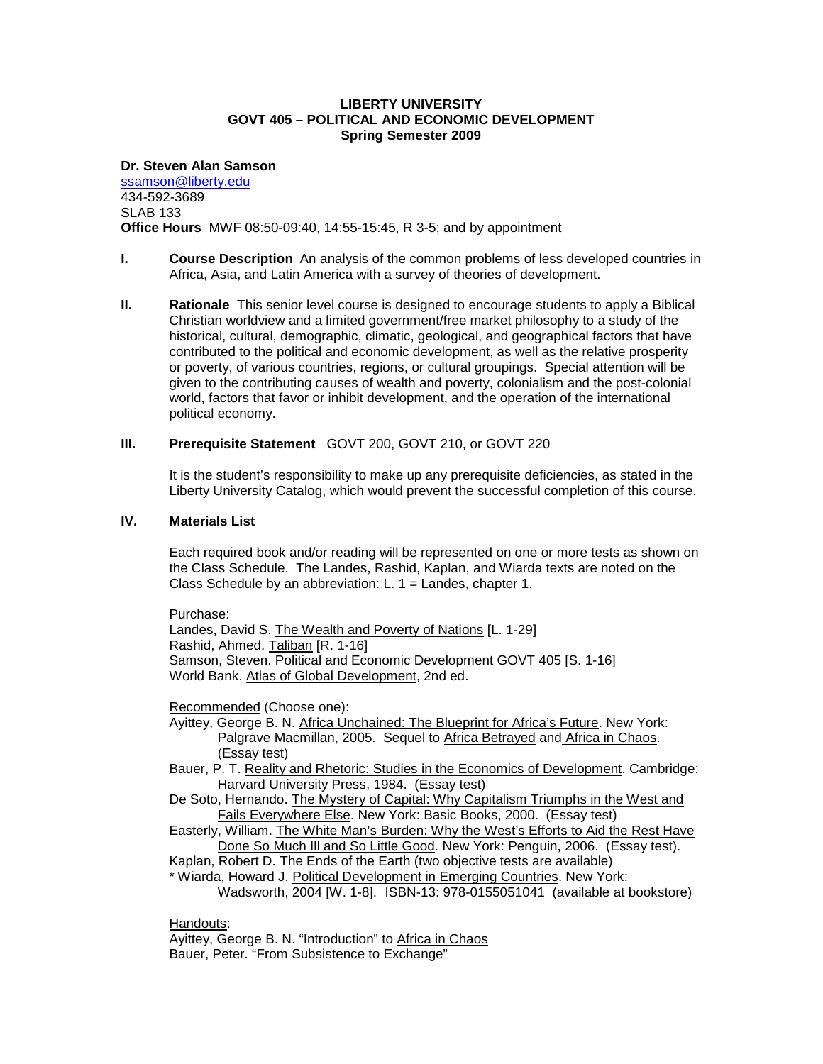**LIBERTY UNIVERSITY**
**GOVT 405 – POLITICAL AND ECONOMIC DEVELOPMENT**
**Spring Semester 2009**

**Dr. Steven Alan Samson**
ssamson@liberty.edu
434-592-3689
SLAB 133
**Office Hours** MWF 08:50-09:40, 14:55-15:45, R 3-5; and by appointment

**I. Course Description** An analysis of the common problems of less developed countries in Africa, Asia, and Latin America with a survey of theories of development.

**II. Rationale** This senior level course is designed to encourage students to apply a Biblical Christian worldview and a limited government/free market philosophy to a study of the historical, cultural, demographic, climatic, geological, and geographical factors that have contributed to the political and economic development, as well as the relative prosperity or poverty, of various countries, regions, or cultural groupings. Special attention will be given to the contributing causes of wealth and poverty, colonialism and the post-colonial world, factors that favor or inhibit development, and the operation of the international political economy.

**III. Prerequisite Statement** GOVT 200, GOVT 210, or GOVT 220

It is the student's responsibility to make up any prerequisite deficiencies, as stated in the Liberty University Catalog, which would prevent the successful completion of this course.

**IV. Materials List**

Each required book and/or reading will be represented on one or more tests as shown on the Class Schedule. The Landes, Rashid, Kaplan, and Wiarda texts are noted on the Class Schedule by an abbreviation: L. 1 = Landes, chapter 1.

Purchase:
Landes, David S. The Wealth and Poverty of Nations [L. 1-29]
Rashid, Ahmed. Taliban [R. 1-16]
Samson, Steven. Political and Economic Development GOVT 405 [S. 1-16]
World Bank. Atlas of Global Development, 2nd ed.

Recommended (Choose one):
Ayittey, George B. N. Africa Unchained: The Blueprint for Africa's Future. New York: Palgrave Macmillan, 2005. Sequel to Africa Betrayed and Africa in Chaos. (Essay test)
Bauer, P. T. Reality and Rhetoric: Studies in the Economics of Development. Cambridge: Harvard University Press, 1984. (Essay test)
De Soto, Hernando. The Mystery of Capital: Why Capitalism Triumphs in the West and Fails Everywhere Else. New York: Basic Books, 2000. (Essay test)
Easterly, William. The White Man's Burden: Why the West's Efforts to Aid the Rest Have Done So Much Ill and So Little Good. New York: Penguin, 2006. (Essay test).
Kaplan, Robert D. The Ends of the Earth (two objective tests are available)
* Wiarda, Howard J. Political Development in Emerging Countries. New York: Wadsworth, 2004 [W. 1-8]. ISBN-13: 978-0155051041 (available at bookstore)

Handouts:
Ayittey, George B. N. "Introduction" to Africa in Chaos
Bauer, Peter. "From Subsistence to Exchange"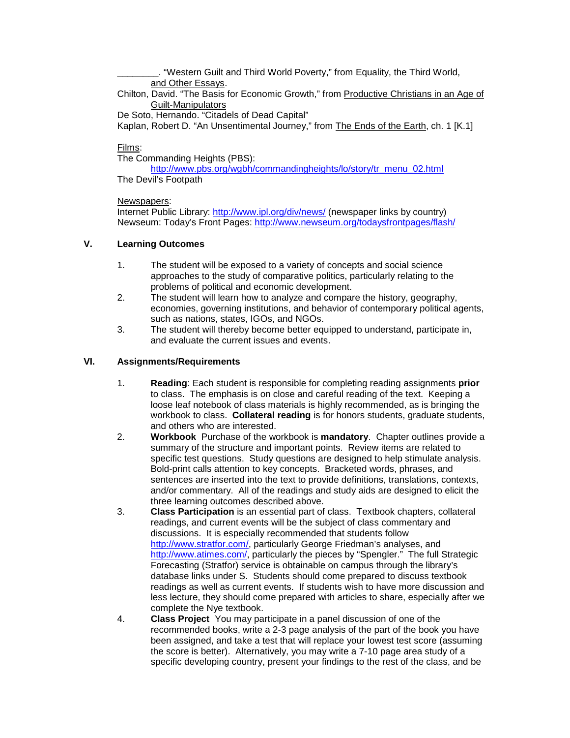________. "Western Guilt and Third World Poverty," from Equality, the Third World, and Other Essays.

Chilton, David. "The Basis for Economic Growth," from Productive Christians in an Age of Guilt-Manipulators

De Soto, Hernando. "Citadels of Dead Capital"

Kaplan, Robert D. "An Unsentimental Journey," from The Ends of the Earth, ch. 1 [K.1]

Films:

The Commanding Heights (PBS):
http://www.pbs.org/wgbh/commandingheights/lo/story/tr_menu_02.html

The Devil's Footpath

Newspapers:

Internet Public Library: http://www.ipl.org/div/news/ (newspaper links by country)

Newseum: Today's Front Pages: http://www.newseum.org/todaysfrontpages/flash/

## V. Learning Outcomes

1. The student will be exposed to a variety of concepts and social science approaches to the study of comparative politics, particularly relating to the problems of political and economic development.
2. The student will learn how to analyze and compare the history, geography, economies, governing institutions, and behavior of contemporary political agents, such as nations, states, IGOs, and NGOs.
3. The student will thereby become better equipped to understand, participate in, and evaluate the current issues and events.

## VI. Assignments/Requirements

1. **Reading**: Each student is responsible for completing reading assignments **prior** to class. The emphasis is on close and careful reading of the text. Keeping a loose leaf notebook of class materials is highly recommended, as is bringing the workbook to class. **Collateral reading** is for honors students, graduate students, and others who are interested.
2. **Workbook** Purchase of the workbook is **mandatory**. Chapter outlines provide a summary of the structure and important points. Review items are related to specific test questions. Study questions are designed to help stimulate analysis. Bold-print calls attention to key concepts. Bracketed words, phrases, and sentences are inserted into the text to provide definitions, translations, contexts, and/or commentary. All of the readings and study aids are designed to elicit the three learning outcomes described above.
3. **Class Participation** is an essential part of class. Textbook chapters, collateral readings, and current events will be the subject of class commentary and discussions. It is especially recommended that students follow http://www.stratfor.com/, particularly George Friedman's analyses, and http://www.atimes.com/, particularly the pieces by "Spengler." The full Strategic Forecasting (Stratfor) service is obtainable on campus through the library's database links under S. Students should come prepared to discuss textbook readings as well as current events. If students wish to have more discussion and less lecture, they should come prepared with articles to share, especially after we complete the Nye textbook.
4. **Class Project** You may participate in a panel discussion of one of the recommended books, write a 2-3 page analysis of the part of the book you have been assigned, and take a test that will replace your lowest test score (assuming the score is better). Alternatively, you may write a 7-10 page area study of a specific developing country, present your findings to the rest of the class, and be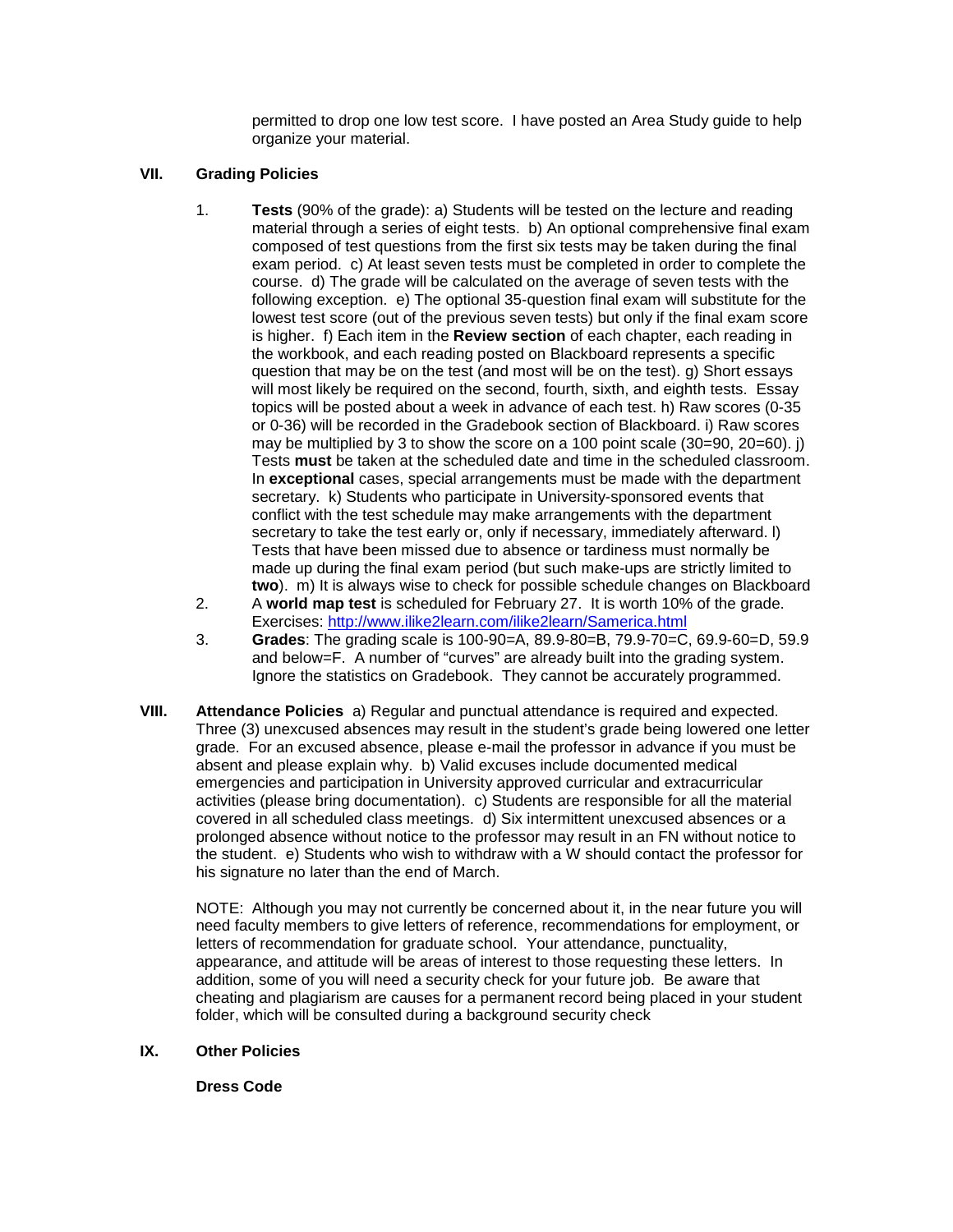permitted to drop one low test score. I have posted an Area Study guide to help organize your material.

## VII. Grading Policies

1. **Tests** (90% of the grade): a) Students will be tested on the lecture and reading material through a series of eight tests. b) An optional comprehensive final exam composed of test questions from the first six tests may be taken during the final exam period. c) At least seven tests must be completed in order to complete the course. d) The grade will be calculated on the average of seven tests with the following exception. e) The optional 35-question final exam will substitute for the lowest test score (out of the previous seven tests) but only if the final exam score is higher. f) Each item in the **Review section** of each chapter, each reading in the workbook, and each reading posted on Blackboard represents a specific question that may be on the test (and most will be on the test). g) Short essays will most likely be required on the second, fourth, sixth, and eighth tests. Essay topics will be posted about a week in advance of each test. h) Raw scores (0-35 or 0-36) will be recorded in the Gradebook section of Blackboard. i) Raw scores may be multiplied by 3 to show the score on a 100 point scale (30=90, 20=60). j) Tests **must** be taken at the scheduled date and time in the scheduled classroom. In **exceptional** cases, special arrangements must be made with the department secretary. k) Students who participate in University-sponsored events that conflict with the test schedule may make arrangements with the department secretary to take the test early or, only if necessary, immediately afterward. l) Tests that have been missed due to absence or tardiness must normally be made up during the final exam period (but such make-ups are strictly limited to **two**). m) It is always wise to check for possible schedule changes on Blackboard
2. A **world map test** is scheduled for February 27. It is worth 10% of the grade. Exercises: http://www.ilike2learn.com/ilike2learn/Samerica.html
3. **Grades**: The grading scale is 100-90=A, 89.9-80=B, 79.9-70=C, 69.9-60=D, 59.9 and below=F. A number of "curves" are already built into the grading system. Ignore the statistics on Gradebook. They cannot be accurately programmed.

## VIII. Attendance Policies

a) Regular and punctual attendance is required and expected. Three (3) unexcused absences may result in the student's grade being lowered one letter grade. For an excused absence, please e-mail the professor in advance if you must be absent and please explain why. b) Valid excuses include documented medical emergencies and participation in University approved curricular and extracurricular activities (please bring documentation). c) Students are responsible for all the material covered in all scheduled class meetings. d) Six intermittent unexcused absences or a prolonged absence without notice to the professor may result in an FN without notice to the student. e) Students who wish to withdraw with a W should contact the professor for his signature no later than the end of March.

NOTE: Although you may not currently be concerned about it, in the near future you will need faculty members to give letters of reference, recommendations for employment, or letters of recommendation for graduate school. Your attendance, punctuality, appearance, and attitude will be areas of interest to those requesting these letters. In addition, some of you will need a security check for your future job. Be aware that cheating and plagiarism are causes for a permanent record being placed in your student folder, which will be consulted during a background security check

## IX. Other Policies

### Dress Code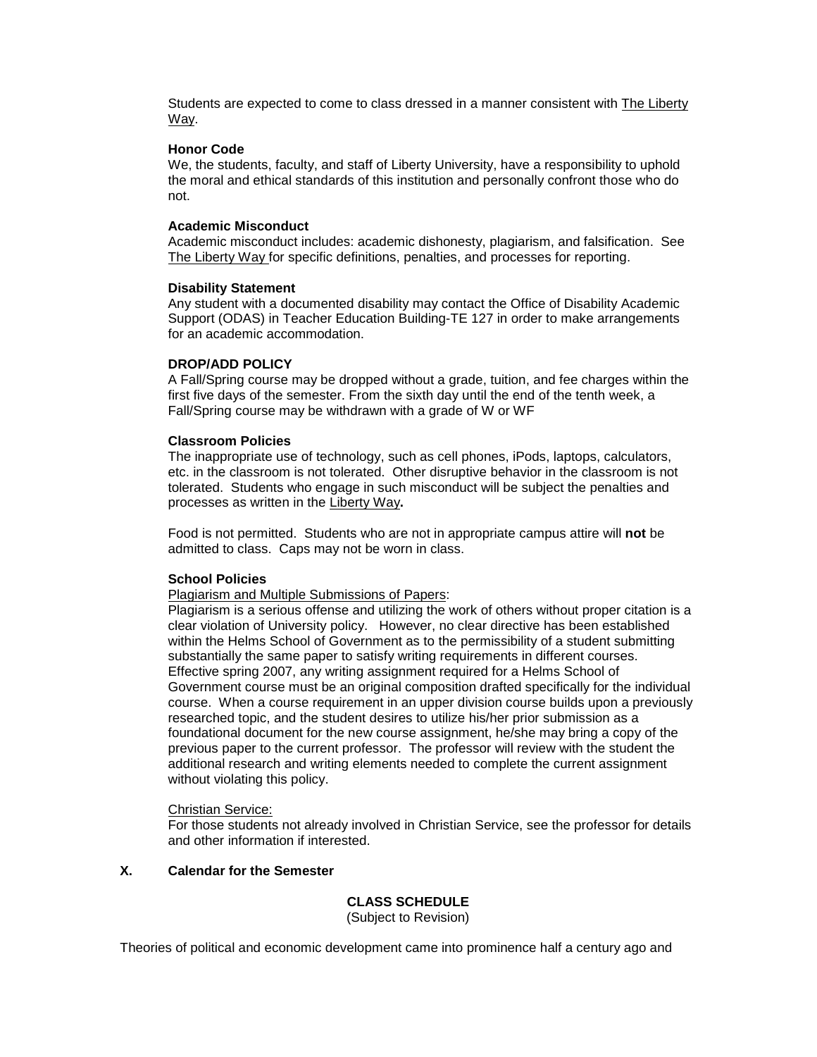Students are expected to come to class dressed in a manner consistent with The Liberty Way.

**Honor Code**

We, the students, faculty, and staff of Liberty University, have a responsibility to uphold the moral and ethical standards of this institution and personally confront those who do not.

**Academic Misconduct**

Academic misconduct includes: academic dishonesty, plagiarism, and falsification. See The Liberty Way for specific definitions, penalties, and processes for reporting.

**Disability Statement**

Any student with a documented disability may contact the Office of Disability Academic Support (ODAS) in Teacher Education Building-TE 127 in order to make arrangements for an academic accommodation.

**DROP/ADD POLICY**

A Fall/Spring course may be dropped without a grade, tuition, and fee charges within the first five days of the semester. From the sixth day until the end of the tenth week, a Fall/Spring course may be withdrawn with a grade of W or WF

**Classroom Policies**

The inappropriate use of technology, such as cell phones, iPods, laptops, calculators, etc. in the classroom is not tolerated. Other disruptive behavior in the classroom is not tolerated. Students who engage in such misconduct will be subject the penalties and processes as written in the Liberty Way**.**

Food is not permitted. Students who are not in appropriate campus attire will **not** be admitted to class. Caps may not be worn in class.

**School Policies**

Plagiarism and Multiple Submissions of Papers:

Plagiarism is a serious offense and utilizing the work of others without proper citation is a clear violation of University policy. However, no clear directive has been established within the Helms School of Government as to the permissibility of a student submitting substantially the same paper to satisfy writing requirements in different courses. Effective spring 2007, any writing assignment required for a Helms School of Government course must be an original composition drafted specifically for the individual course. When a course requirement in an upper division course builds upon a previously researched topic, and the student desires to utilize his/her prior submission as a foundational document for the new course assignment, he/she may bring a copy of the previous paper to the current professor. The professor will review with the student the additional research and writing elements needed to complete the current assignment without violating this policy.

Christian Service:

For those students not already involved in Christian Service, see the professor for details and other information if interested.

## X. Calendar for the Semester

**CLASS SCHEDULE**

(Subject to Revision)

Theories of political and economic development came into prominence half a century ago and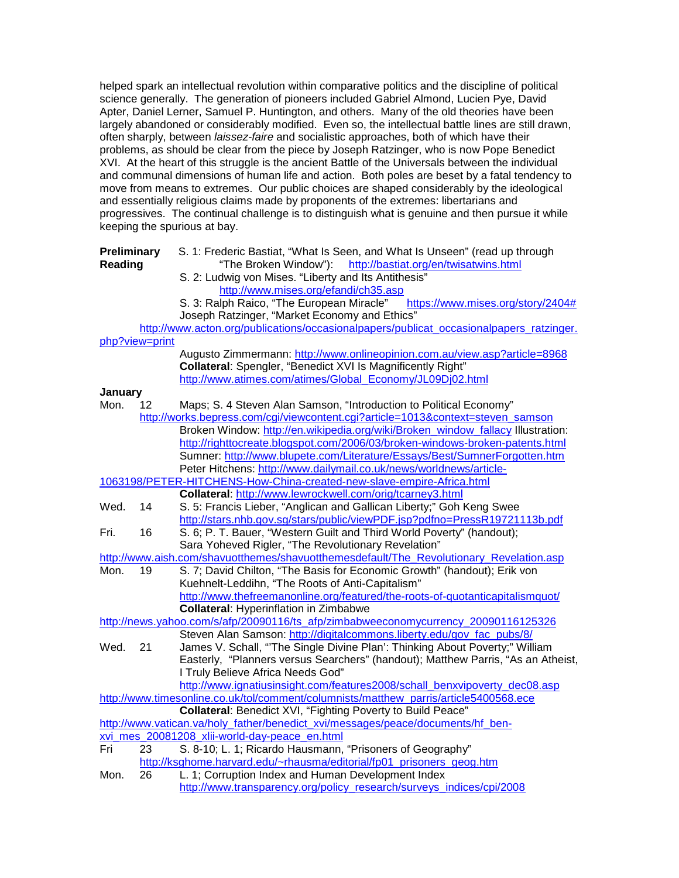helped spark an intellectual revolution within comparative politics and the discipline of political science generally. The generation of pioneers included Gabriel Almond, Lucien Pye, David Apter, Daniel Lerner, Samuel P. Huntington, and others. Many of the old theories have been largely abandoned or considerably modified. Even so, the intellectual battle lines are still drawn, often sharply, between *laissez-faire* and socialistic approaches, both of which have their problems, as should be clear from the piece by Joseph Ratzinger, who is now Pope Benedict XVI. At the heart of this struggle is the ancient Battle of the Universals between the individual and communal dimensions of human life and action. Both poles are beset by a fatal tendency to move from means to extremes. Our public choices are shaped considerably by the ideological and essentially religious claims made by proponents of the extremes: libertarians and progressives. The continual challenge is to distinguish what is genuine and then pursue it while keeping the spurious at bay.

**Preliminary Reading**

S. 1: Frederic Bastiat, "What Is Seen, and What Is Unseen" (read up through "The Broken Window"): http://bastiat.org/en/twisatwins.html

S. 2: Ludwig von Mises. "Liberty and Its Antithesis" http://www.mises.org/efandi/ch35.asp

S. 3: Ralph Raico, "The European Miracle" https://www.mises.org/story/2404#

Joseph Ratzinger, "Market Economy and Ethics" http://www.acton.org/publications/occasionalpapers/publicat_occasionalpapers_ratzinger.php?view=print

Augusto Zimmermann: http://www.onlineopinion.com.au/view.asp?article=8968

**Collateral**: Spengler, "Benedict XVI Is Magnificently Right" http://www.atimes.com/atimes/Global_Economy/JL09Dj02.html

**January**

Mon. 12 — Maps; S. 4 Steven Alan Samson, "Introduction to Political Economy" http://works.bepress.com/cgi/viewcontent.cgi?article=1013&context=steven_samson

Broken Window: http://en.wikipedia.org/wiki/Broken_window_fallacy Illustration: http://righttocreate.blogspot.com/2006/03/broken-windows-broken-patents.html

Sumner: http://www.blupete.com/Literature/Essays/Best/SumnerForgotten.htm

Peter Hitchens: http://www.dailymail.co.uk/news/worldnews/article-1063198/PETER-HITCHENS-How-China-created-new-slave-empire-Africa.html

**Collateral**: http://www.lewrockwell.com/orig/tcarney3.html

Wed. 14 — S. 5: Francis Lieber, "Anglican and Gallican Liberty;" Goh Keng Swee http://stars.nhb.gov.sg/stars/public/viewPDF.jsp?pdfno=PressR19721113b.pdf

Fri. 16 — S. 6; P. T. Bauer, "Western Guilt and Third World Poverty" (handout); Sara Yoheved Rigler, "The Revolutionary Revelation" http://www.aish.com/shavuotthemes/shavuotthemesdefault/The_Revolutionary_Revelation.asp

Mon. 19 — S. 7; David Chilton, "The Basis for Economic Growth" (handout); Erik von Kuehnelt-Leddihn, "The Roots of Anti-Capitalism" http://www.thefreemanonline.org/featured/the-roots-of-quotanticapitalismquot/

**Collateral**: Hyperinflation in Zimbabwe http://news.yahoo.com/s/afp/20090116/ts_afp/zimbabweeconomycurrency_20090116125326

Steven Alan Samson: http://digitalcommons.liberty.edu/gov_fac_pubs/8/

Wed. 21 — James V. Schall, "'The Single Divine Plan': Thinking About Poverty;" William Easterly, "Planners versus Searchers" (handout); Matthew Parris, "As an Atheist, I Truly Believe Africa Needs God"

http://www.ignatiusinsight.com/features2008/schall_benxvipoverty_dec08.asp

http://www.timesonline.co.uk/tol/comment/columnists/matthew_parris/article5400568.ece

**Collateral**: Benedict XVI, "Fighting Poverty to Build Peace" http://www.vatican.va/holy_father/benedict_xvi/messages/peace/documents/hf_ben-xvi_mes_20081208_xlii-world-day-peace_en.html

Fri 23 — S. 8-10; L. 1; Ricardo Hausmann, "Prisoners of Geography" http://ksghome.harvard.edu/~rhausma/editorial/fp01_prisoners_geog.htm

Mon. 26 — L. 1; Corruption Index and Human Development Index http://www.transparency.org/policy_research/surveys_indices/cpi/2008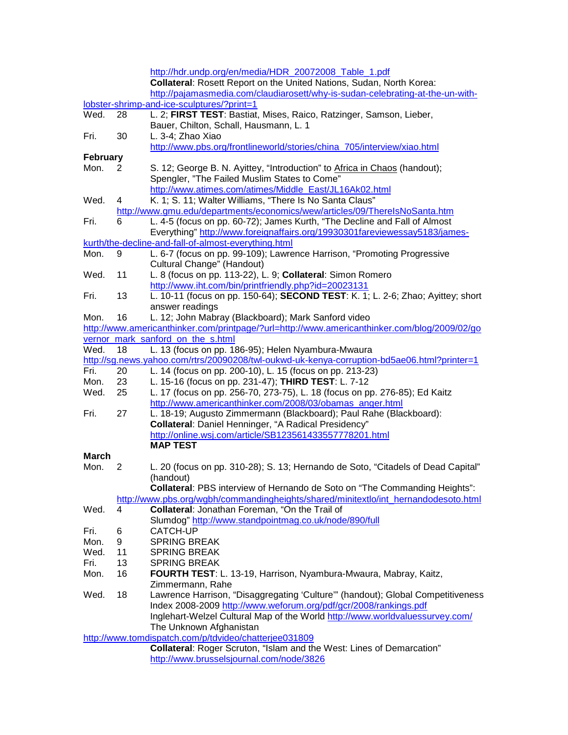http://hdr.undp.org/en/media/HDR_20072008_Table_1.pdf
**Collateral**: Rosett Report on the United Nations, Sudan, North Korea: http://pajamasmedia.com/claudiarosett/why-is-sudan-celebrating-at-the-un-with-lobster-shrimp-and-ice-sculptures/?print=1

Wed. 28 L. 2; **FIRST TEST**: Bastiat, Mises, Raico, Ratzinger, Samson, Lieber, Bauer, Chilton, Schall, Hausmann, L. 1

Fri. 30 L. 3-4; Zhao Xiao
http://www.pbs.org/frontlineworld/stories/china_705/interview/xiao.html

**February**

Mon. 2 S. 12; George B. N. Ayittey, "Introduction" to Africa in Chaos (handout); Spengler, "The Failed Muslim States to Come"
http://www.atimes.com/atimes/Middle_East/JL16Ak02.html

Wed. 4 K. 1; S. 11; Walter Williams, "There Is No Santa Claus"
http://www.gmu.edu/departments/economics/wew/articles/09/ThereIsNoSanta.htm

Fri. 6 L. 4-5 (focus on pp. 60-72); James Kurth, "The Decline and Fall of Almost Everything" http://www.foreignaffairs.org/19930301fareviewessay5183/james-kurth/the-decline-and-fall-of-almost-everything.html

Mon. 9 L. 6-7 (focus on pp. 99-109); Lawrence Harrison, "Promoting Progressive Cultural Change" (Handout)

Wed. 11 L. 8 (focus on pp. 113-22), L. 9; **Collateral**: Simon Romero
http://www.iht.com/bin/printfriendly.php?id=20023131

Fri. 13 L. 10-11 (focus on pp. 150-64); **SECOND TEST**: K. 1; L. 2-6; Zhao; Ayittey; short answer readings

Mon. 16 L. 12; John Mabray (Blackboard); Mark Sanford video
http://www.americanthinker.com/printpage/?url=http://www.americanthinker.com/blog/2009/02/governor_mark_sanford_on_the_s.html

Wed. 18 L. 13 (focus on pp. 186-95); Helen Nyambura-Mwaura
http://sg.news.yahoo.com/rtrs/20090208/twl-oukwd-uk-kenya-corruption-bd5ae06.html?printer=1

Fri. 20 L. 14 (focus on pp. 200-10), L. 15 (focus on pp. 213-23)

Mon. 23 L. 15-16 (focus on pp. 231-47); **THIRD TEST**: L. 7-12

Wed. 25 L. 17 (focus on pp. 256-70, 273-75), L. 18 (focus on pp. 276-85); Ed Kaitz
http://www.americanthinker.com/2008/03/obamas_anger.html

Fri. 27 L. 18-19; Augusto Zimmermann (Blackboard); Paul Rahe (Blackboard):
**Collateral**: Daniel Henninger, "A Radical Presidency"
http://online.wsj.com/article/SB123561433557778201.html
**MAP TEST**

**March**

Mon. 2 L. 20 (focus on pp. 310-28); S. 13; Hernando de Soto, "Citadels of Dead Capital" (handout)
**Collateral**: PBS interview of Hernando de Soto on "The Commanding Heights":
http://www.pbs.org/wgbh/commandingheights/shared/minitextlo/int_hernandodesoto.html

Wed. 4 **Collateral**: Jonathan Foreman, "On the Trail of Slumdog" http://www.standpointmag.co.uk/node/890/full

Fri. 6 CATCH-UP

Mon. 9 SPRING BREAK

Wed. 11 SPRING BREAK

Fri. 13 SPRING BREAK

Mon. 16 **FOURTH TEST**: L. 13-19, Harrison, Nyambura-Mwaura, Mabray, Kaitz, Zimmermann, Rahe

Wed. 18 Lawrence Harrison, "Disaggregating 'Culture'" (handout); Global Competitiveness Index 2008-2009 http://www.weforum.org/pdf/gcr/2008/rankings.pdf
Inglehart-Welzel Cultural Map of the World http://www.worldvaluessurvey.com/
The Unknown Afghanistan
http://www.tomdispatch.com/p/tdvideo/chatterjee031809
**Collateral**: Roger Scruton, "Islam and the West: Lines of Demarcation"
http://www.brusselsjournal.com/node/3826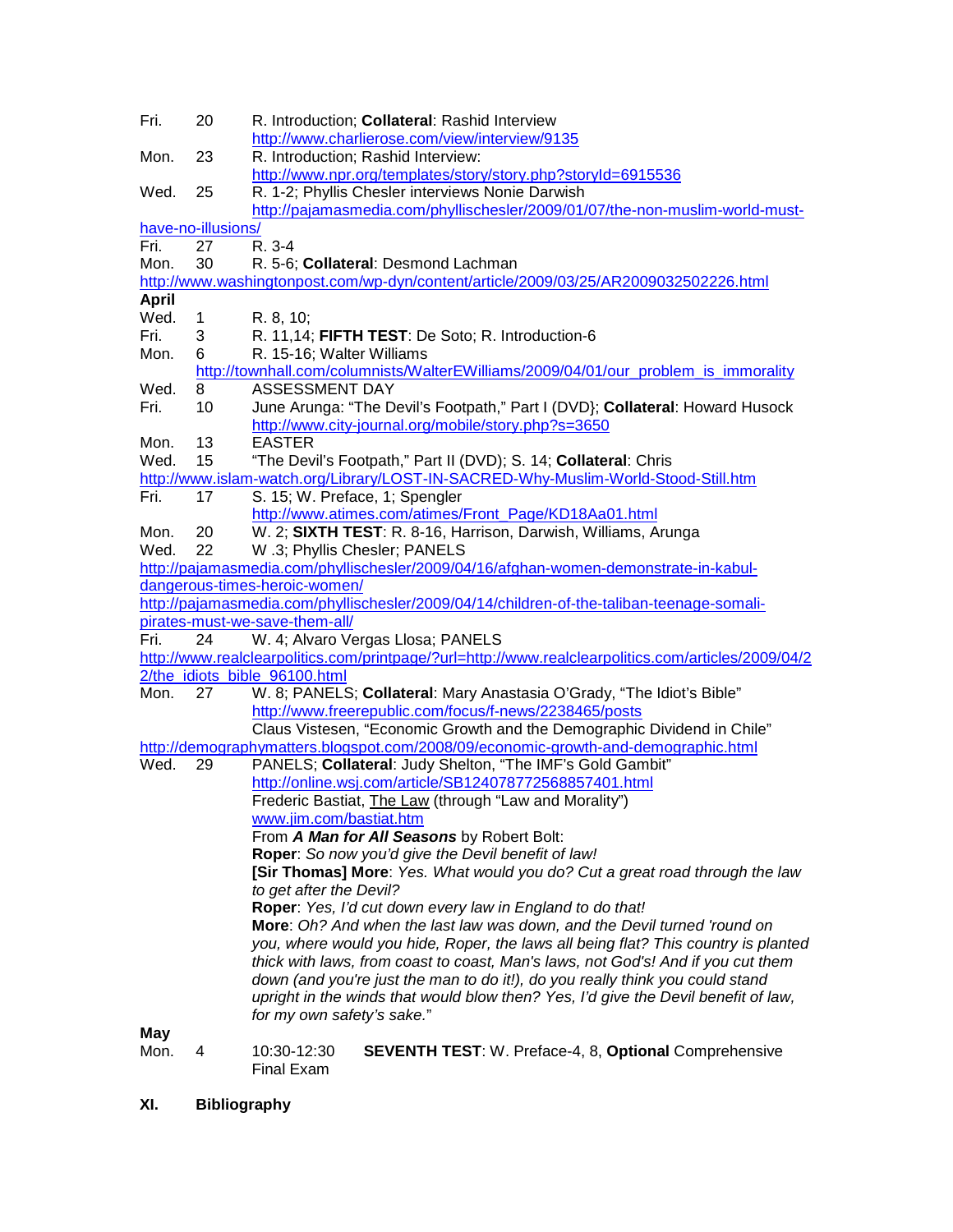| | | |
|---|---|---|
| Fri. | 20 | R. Introduction; **Collateral**: Rashid Interview http://www.charlierose.com/view/interview/9135 |
| Mon. | 23 | R. Introduction; Rashid Interview: http://www.npr.org/templates/story/story.php?storyId=6915536 |
| Wed. | 25 | R. 1-2; Phyllis Chesler interviews Nonie Darwish http://pajamasmedia.com/phyllischesler/2009/01/07/the-non-muslim-world-must-have-no-illusions/ |
| Fri. | 27 | R. 3-4 |
| Mon. | 30 | R. 5-6; **Collateral**: Desmond Lachman http://www.washingtonpost.com/wp-dyn/content/article/2009/03/25/AR2009032502226.html |

**April**

| | | |
|---|---|---|
| Wed. | 1 | R. 8, 10; |
| Fri. | 3 | R. 11,14; **FIFTH TEST**: De Soto; R. Introduction-6 |
| Mon. | 6 | R. 15-16; Walter Williams http://townhall.com/columnists/WalterEWilliams/2009/04/01/our_problem_is_immorality |
| Wed. | 8 | ASSESSMENT DAY |
| Fri. | 10 | June Arunga: "The Devil's Footpath," Part I (DVD); **Collateral**: Howard Husock http://www.city-journal.org/mobile/story.php?s=3650 |
| Mon. | 13 | EASTER |
| Wed. | 15 | "The Devil's Footpath," Part II (DVD); S. 14; **Collateral**: Chris http://www.islam-watch.org/Library/LOST-IN-SACRED-Why-Muslim-World-Stood-Still.htm |
| Fri. | 17 | S. 15; W. Preface, 1; Spengler http://www.atimes.com/atimes/Front_Page/KD18Aa01.html |
| Mon. | 20 | W. 2; **SIXTH TEST**: R. 8-16, Harrison, Darwish, Williams, Arunga |
| Wed. | 22 | W .3; Phyllis Chesler; PANELS http://pajamasmedia.com/phyllischesler/2009/04/16/afghan-women-demonstrate-in-kabul-dangerous-times-heroic-women/ http://pajamasmedia.com/phyllischesler/2009/04/14/children-of-the-taliban-teenage-somali-pirates-must-we-save-them-all/ |
| Fri. | 24 | W. 4; Alvaro Vergas Llosa; PANELS http://www.realclearpolitics.com/printpage/?url=http://www.realclearpolitics.com/articles/2009/04/22/the_idiots_bible_96100.html |
| Mon. | 27 | W. 8; PANELS; **Collateral**: Mary Anastasia O'Grady, "The Idiot's Bible" http://www.freerepublic.com/focus/f-news/2238465/posts Claus Vistesen, "Economic Growth and the Demographic Dividend in Chile" http://demographymatters.blogspot.com/2008/09/economic-growth-and-demographic.html |
| Wed. | 29 | PANELS; **Collateral**: Judy Shelton, "The IMF's Gold Gambit" http://online.wsj.com/article/SB124078772568857401.html Frederic Bastiat, The Law (through "Law and Morality") www.jim.com/bastiat.htm |

From ***A Man for All Seasons*** by Robert Bolt:

**Roper**: *So now you'd give the Devil benefit of law!*

**[Sir Thomas] More**: *Yes. What would you do? Cut a great road through the law to get after the Devil?*

**Roper**: *Yes, I'd cut down every law in England to do that!*

**More**: *Oh? And when the last law was down, and the Devil turned 'round on you, where would you hide, Roper, the laws all being flat? This country is planted thick with laws, from coast to coast, Man's laws, not God's! And if you cut them down (and you're just the man to do it!), do you really think you could stand upright in the winds that would blow then? Yes, I'd give the Devil benefit of law, for my own safety's sake.*"

**May**

| | | |
|---|---|---|
| Mon. | 4 | 10:30-12:30 **SEVENTH TEST**: W. Preface-4, 8, **Optional** Comprehensive Final Exam |

## XI. Bibliography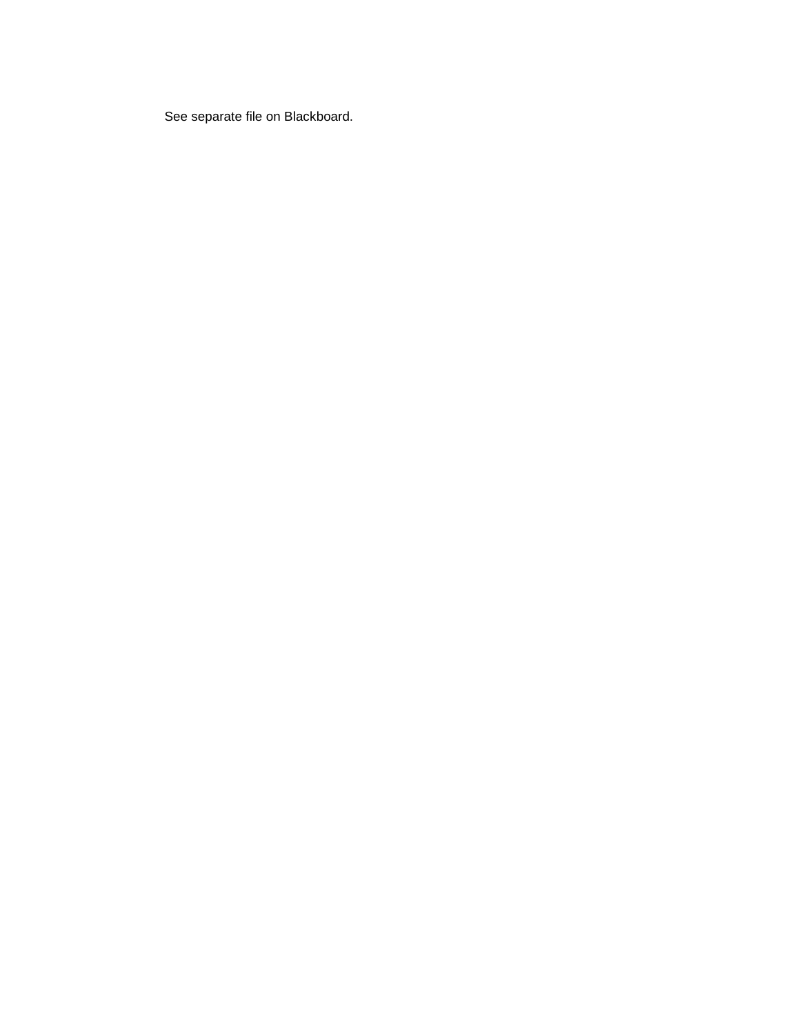See separate file on Blackboard.